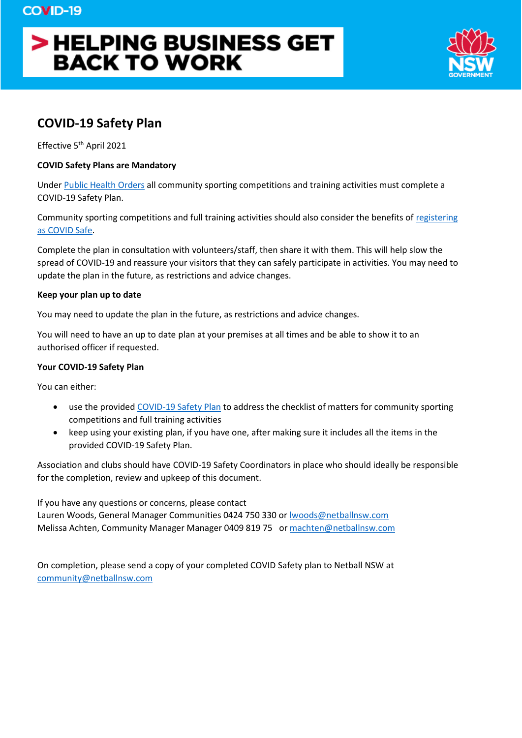COVID-19

# > HELPING BUSINESS GET BACK TO WORK

NSW GOVERNMENT

## COVID-19 Safety Plan

Effective 5th April 2021

**COVID Safety Plans are Mandatory**

Under Public Health Orders all community sporting competitions and training activities must complete a COVID-19 Safety Plan.

Community sporting competitions and full training activities should also consider the benefits of registering as COVID Safe.

Complete the plan in consultation with volunteers/staff, then share it with them. This will help slow the spread of COVID-19 and reassure your visitors that they can safely participate in activities. You may need to update the plan in the future, as restrictions and advice changes.

**Keep your plan up to date**

You may need to update the plan in the future, as restrictions and advice changes.

You will need to have an up to date plan at your premises at all times and be able to show it to an authorised officer if requested.

**Your COVID-19 Safety Plan**

You can either:

- use the provided COVID-19 Safety Plan to address the checklist of matters for community sporting competitions and full training activities
- keep using your existing plan, if you have one, after making sure it includes all the items in the provided COVID-19 Safety Plan.

Association and clubs should have COVID-19 Safety Coordinators in place who should ideally be responsible for the completion, review and upkeep of this document.

If you have any questions or concerns, please contact
Lauren Woods, General Manager Communities 0424 750 330 or lwoods@netballnsw.com
Melissa Achten, Community Manager Manager 0409 819 75 or machten@netballnsw.com

On completion, please send a copy of your completed COVID Safety plan to Netball NSW at community@netballnsw.com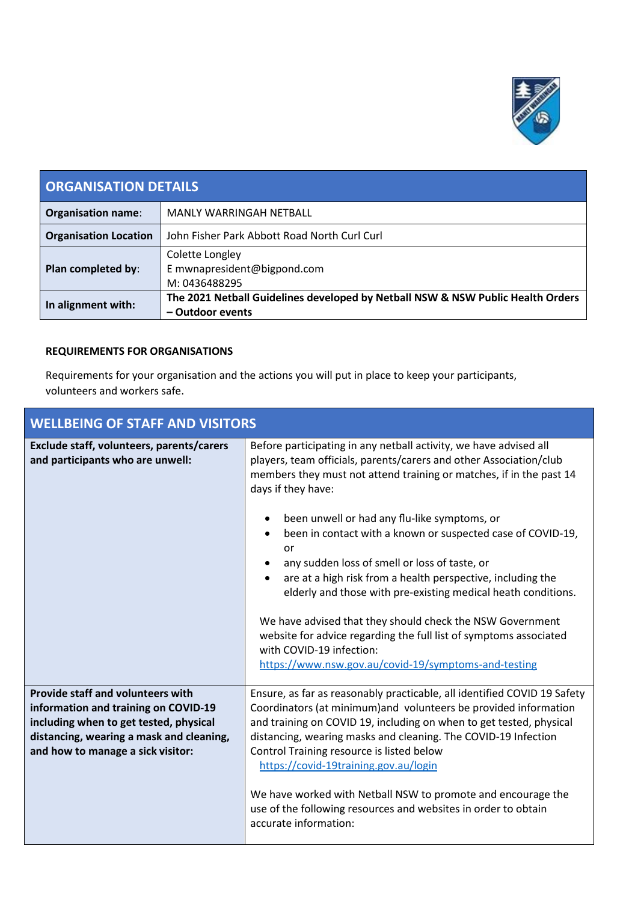| ORGANISATION DETAILS | |
|---|---|
| **Organisation name**: | MANLY WARRINGAH NETBALL |
| **Organisation Location** | John Fisher Park Abbott Road North Curl Curl |
| **Plan completed by**: | Colette Longley<br>E mwnapresident@bigpond.com<br>M: 0436488295 |
| **In alignment with:** | **The 2021 Netball Guidelines developed by Netball NSW & NSW Public Health Orders – Outdoor events** |

**REQUIREMENTS FOR ORGANISATIONS**

Requirements for your organisation and the actions you will put in place to keep your participants, volunteers and workers safe.

| WELLBEING OF STAFF AND VISITORS | |
|---|---|
| **Exclude staff, volunteers, parents/carers and participants who are unwell:** | Before participating in any netball activity, we have advised all players, team officials, parents/carers and other Association/club members they must not attend training or matches, if in the past 14 days if they have:<br><br>• been unwell or had any flu-like symptoms, or<br>• been in contact with a known or suspected case of COVID-19, or<br>• any sudden loss of smell or loss of taste, or<br>• are at a high risk from a health perspective, including the elderly and those with pre-existing medical heath conditions.<br><br>We have advised that they should check the NSW Government website for advice regarding the full list of symptoms associated with COVID-19 infection: https://www.nsw.gov.au/covid-19/symptoms-and-testing |
| **Provide staff and volunteers with information and training on COVID-19 including when to get tested, physical distancing, wearing a mask and cleaning, and how to manage a sick visitor:** | Ensure, as far as reasonably practicable, all identified COVID 19 Safety Coordinators (at minimum)and volunteers be provided information and training on COVID 19, including on when to get tested, physical distancing, wearing masks and cleaning. The COVID-19 Infection Control Training resource is listed below https://covid-19training.gov.au/login<br><br>We have worked with Netball NSW to promote and encourage the use of the following resources and websites in order to obtain accurate information: |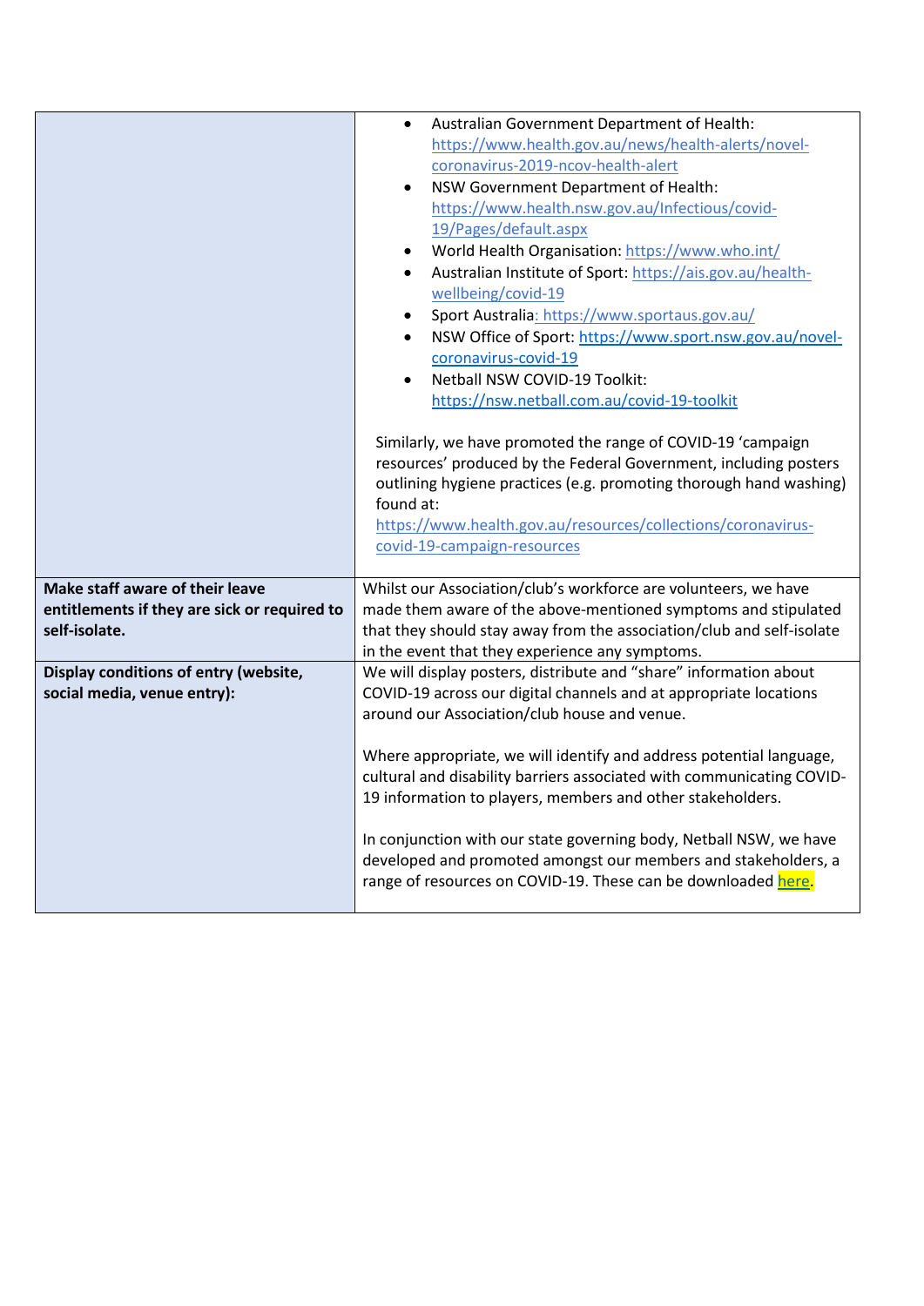| | |
|---|---|
| | • Australian Government Department of Health: https://www.health.gov.au/news/health-alerts/novel-coronavirus-2019-ncov-health-alert<br>• NSW Government Department of Health: https://www.health.nsw.gov.au/Infectious/covid-19/Pages/default.aspx<br>• World Health Organisation: https://www.who.int/<br>• Australian Institute of Sport: https://ais.gov.au/health-wellbeing/covid-19<br>• Sport Australia: https://www.sportaus.gov.au/<br>• NSW Office of Sport: https://www.sport.nsw.gov.au/novel-coronavirus-covid-19<br>• Netball NSW COVID-19 Toolkit: https://nsw.netball.com.au/covid-19-toolkit<br><br>Similarly, we have promoted the range of COVID-19 'campaign resources' produced by the Federal Government, including posters outlining hygiene practices (e.g. promoting thorough hand washing) found at: https://www.health.gov.au/resources/collections/coronavirus-covid-19-campaign-resources |
| **Make staff aware of their leave entitlements if they are sick or required to self-isolate.** | Whilst our Association/club's workforce are volunteers, we have made them aware of the above-mentioned symptoms and stipulated that they should stay away from the association/club and self-isolate in the event that they experience any symptoms. |
| **Display conditions of entry (website, social media, venue entry):** | We will display posters, distribute and "share" information about COVID-19 across our digital channels and at appropriate locations around our Association/club house and venue.<br><br>Where appropriate, we will identify and address potential language, cultural and disability barriers associated with communicating COVID-19 information to players, members and other stakeholders.<br><br>In conjunction with our state governing body, Netball NSW, we have developed and promoted amongst our members and stakeholders, a range of resources on COVID-19. These can be downloaded here. |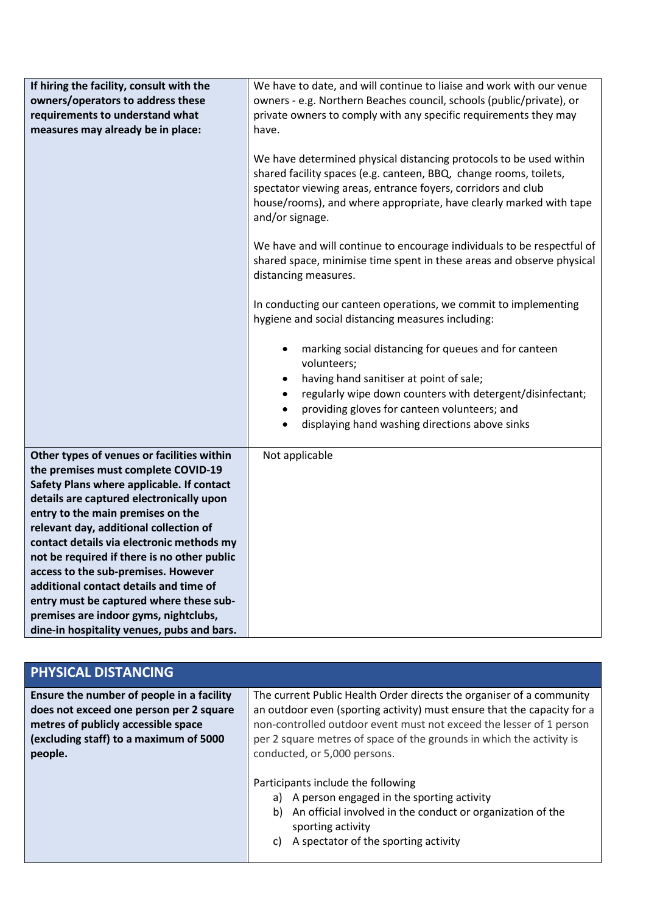| | |
|---|---|
| **If hiring the facility, consult with the owners/operators to address these requirements to understand what measures may already be in place:** | We have to date, and will continue to liaise and work with our venue owners - e.g. Northern Beaches council, schools (public/private), or private owners to comply with any specific requirements they may have.<br><br>We have determined physical distancing protocols to be used within shared facility spaces (e.g. canteen, BBQ, change rooms, toilets, spectator viewing areas, entrance foyers, corridors and club house/rooms), and where appropriate, have clearly marked with tape and/or signage.<br><br>We have and will continue to encourage individuals to be respectful of shared space, minimise time spent in these areas and observe physical distancing measures.<br><br>In conducting our canteen operations, we commit to implementing hygiene and social distancing measures including:<br><br>• marking social distancing for queues and for canteen volunteers;<br>• having hand sanitiser at point of sale;<br>• regularly wipe down counters with detergent/disinfectant;<br>• providing gloves for canteen volunteers; and<br>• displaying hand washing directions above sinks |
| **Other types of venues or facilities within the premises must complete COVID-19 Safety Plans where applicable. If contact details are captured electronically upon entry to the main premises on the relevant day, additional collection of contact details via electronic methods my not be required if there is no other public access to the sub-premises. However additional contact details and time of entry must be captured where these sub-premises are indoor gyms, nightclubs, dine-in hospitality venues, pubs and bars.** | Not applicable |

## PHYSICAL DISTANCING

| | |
|---|---|
| **Ensure the number of people in a facility does not exceed one person per 2 square metres of publicly accessible space (excluding staff) to a maximum of 5000 people.** | The current Public Health Order directs the organiser of a community an outdoor even (sporting activity) must ensure that the capacity for a non-controlled outdoor event must not exceed the lesser of 1 person per 2 square metres of space of the grounds in which the activity is conducted, or 5,000 persons.<br><br>Participants include the following<br>a) A person engaged in the sporting activity<br>b) An official involved in the conduct or organization of the sporting activity<br>c) A spectator of the sporting activity |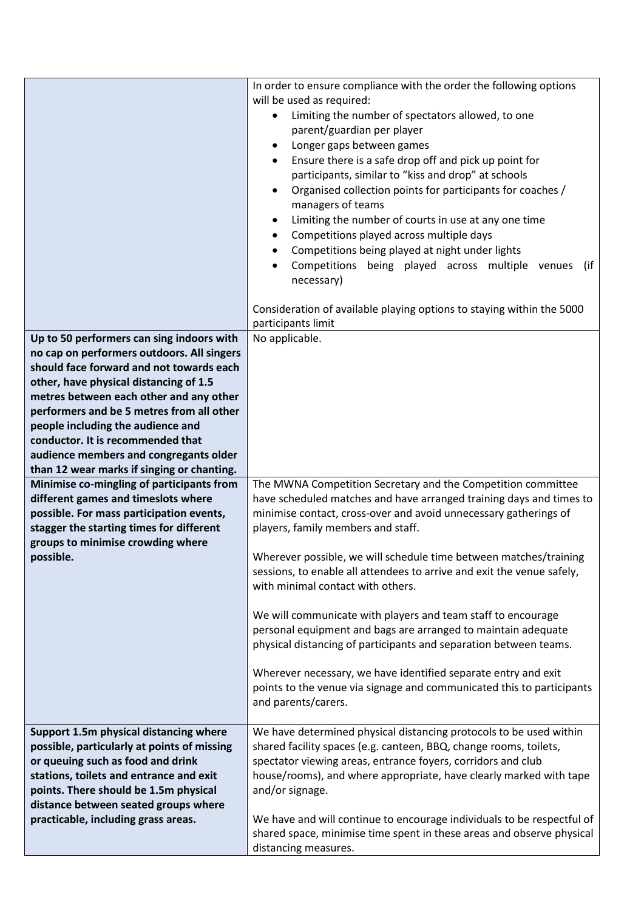| | |
|---|---|
| | In order to ensure compliance with the order the following options will be used as required:<br>• Limiting the number of spectators allowed, to one parent/guardian per player<br>• Longer gaps between games<br>• Ensure there is a safe drop off and pick up point for participants, similar to "kiss and drop" at schools<br>• Organised collection points for participants for coaches / managers of teams<br>• Limiting the number of courts in use at any one time<br>• Competitions played across multiple days<br>• Competitions being played at night under lights<br>• Competitions being played across multiple venues (if necessary)<br><br>Consideration of available playing options to staying within the 5000 participants limit |
| **Up to 50 performers can sing indoors with no cap on performers outdoors. All singers should face forward and not towards each other, have physical distancing of 1.5 metres between each other and any other performers and be 5 metres from all other people including the audience and conductor. It is recommended that audience members and congregants older than 12 wear marks if singing or chanting.** | No applicable. |
| **Minimise co-mingling of participants from different games and timeslots where possible. For mass participation events, stagger the starting times for different groups to minimise crowding where possible.** | The MWNA Competition Secretary and the Competition committee have scheduled matches and have arranged training days and times to minimise contact, cross-over and avoid unnecessary gatherings of players, family members and staff.<br><br>Wherever possible, we will schedule time between matches/training sessions, to enable all attendees to arrive and exit the venue safely, with minimal contact with others.<br><br>We will communicate with players and team staff to encourage personal equipment and bags are arranged to maintain adequate physical distancing of participants and separation between teams.<br><br>Wherever necessary, we have identified separate entry and exit points to the venue via signage and communicated this to participants and parents/carers. |
| **Support 1.5m physical distancing where possible, particularly at points of missing or queuing such as food and drink stations, toilets and entrance and exit points. There should be 1.5m physical distance between seated groups where practicable, including grass areas.** | We have determined physical distancing protocols to be used within shared facility spaces (e.g. canteen, BBQ, change rooms, toilets, spectator viewing areas, entrance foyers, corridors and club house/rooms), and where appropriate, have clearly marked with tape and/or signage.<br><br>We have and will continue to encourage individuals to be respectful of shared space, minimise time spent in these areas and observe physical distancing measures. |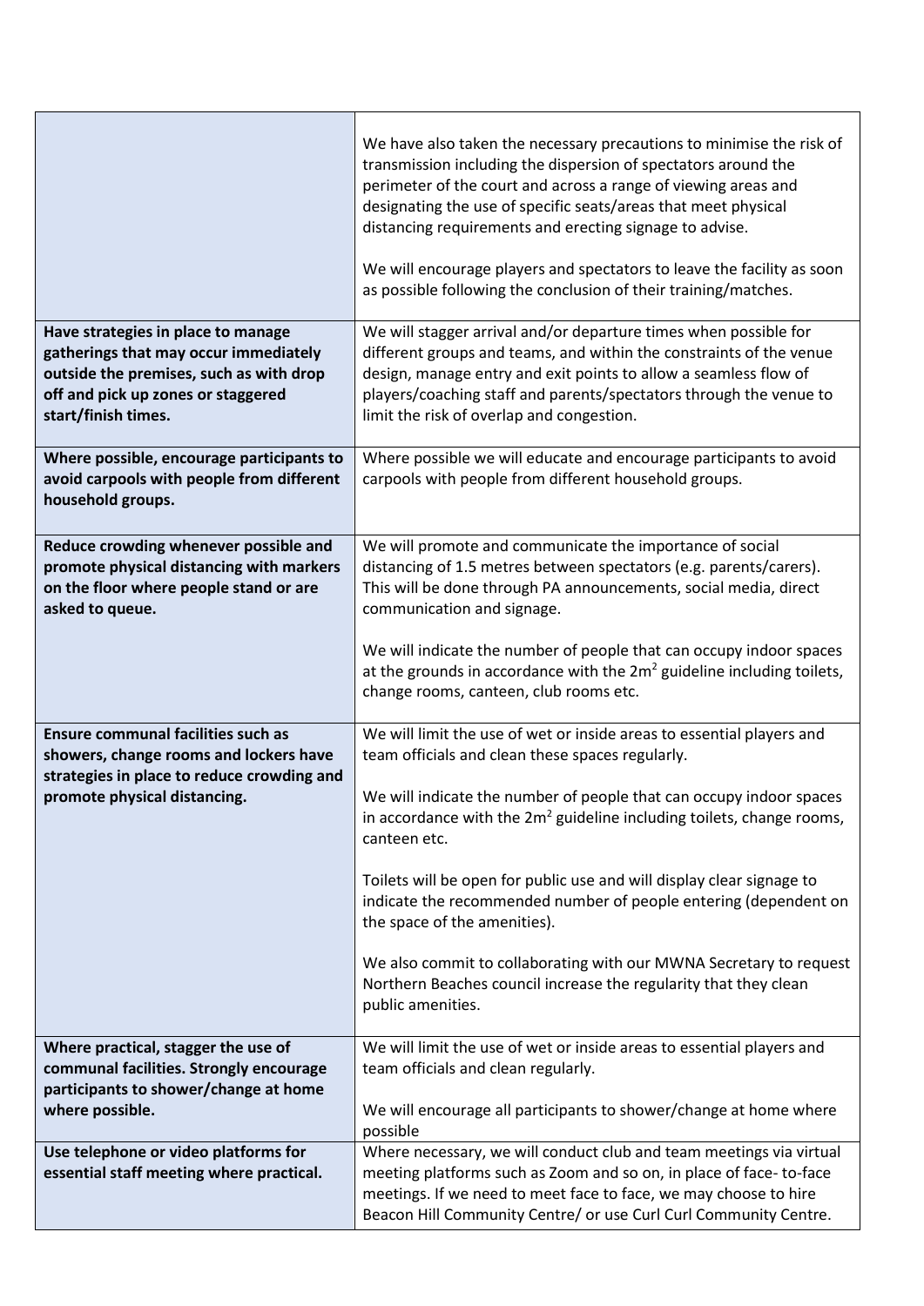| | |
|---|---|
| | We have also taken the necessary precautions to minimise the risk of transmission including the dispersion of spectators around the perimeter of the court and across a range of viewing areas and designating the use of specific seats/areas that meet physical distancing requirements and erecting signage to advise.<br><br>We will encourage players and spectators to leave the facility as soon as possible following the conclusion of their training/matches. |
| **Have strategies in place to manage gatherings that may occur immediately outside the premises, such as with drop off and pick up zones or staggered start/finish times.** | We will stagger arrival and/or departure times when possible for different groups and teams, and within the constraints of the venue design, manage entry and exit points to allow a seamless flow of players/coaching staff and parents/spectators through the venue to limit the risk of overlap and congestion. |
| **Where possible, encourage participants to avoid carpools with people from different household groups.** | Where possible we will educate and encourage participants to avoid carpools with people from different household groups. |
| **Reduce crowding whenever possible and promote physical distancing with markers on the floor where people stand or are asked to queue.** | We will promote and communicate the importance of social distancing of 1.5 metres between spectators (e.g. parents/carers). This will be done through PA announcements, social media, direct communication and signage.<br><br>We will indicate the number of people that can occupy indoor spaces at the grounds in accordance with the $2m^2$ guideline including toilets, change rooms, canteen, club rooms etc. |
| **Ensure communal facilities such as showers, change rooms and lockers have strategies in place to reduce crowding and promote physical distancing.** | We will limit the use of wet or inside areas to essential players and team officials and clean these spaces regularly.<br><br>We will indicate the number of people that can occupy indoor spaces in accordance with the $2m^2$ guideline including toilets, change rooms, canteen etc.<br><br>Toilets will be open for public use and will display clear signage to indicate the recommended number of people entering (dependent on the space of the amenities).<br><br>We also commit to collaborating with our MWNA Secretary to request Northern Beaches council increase the regularity that they clean public amenities. |
| **Where practical, stagger the use of communal facilities. Strongly encourage participants to shower/change at home where possible.** | We will limit the use of wet or inside areas to essential players and team officials and clean regularly.<br><br>We will encourage all participants to shower/change at home where possible |
| **Use telephone or video platforms for essential staff meeting where practical.** | Where necessary, we will conduct club and team meetings via virtual meeting platforms such as Zoom and so on, in place of face- to-face meetings. If we need to meet face to face, we may choose to hire Beacon Hill Community Centre/ or use Curl Curl Community Centre. |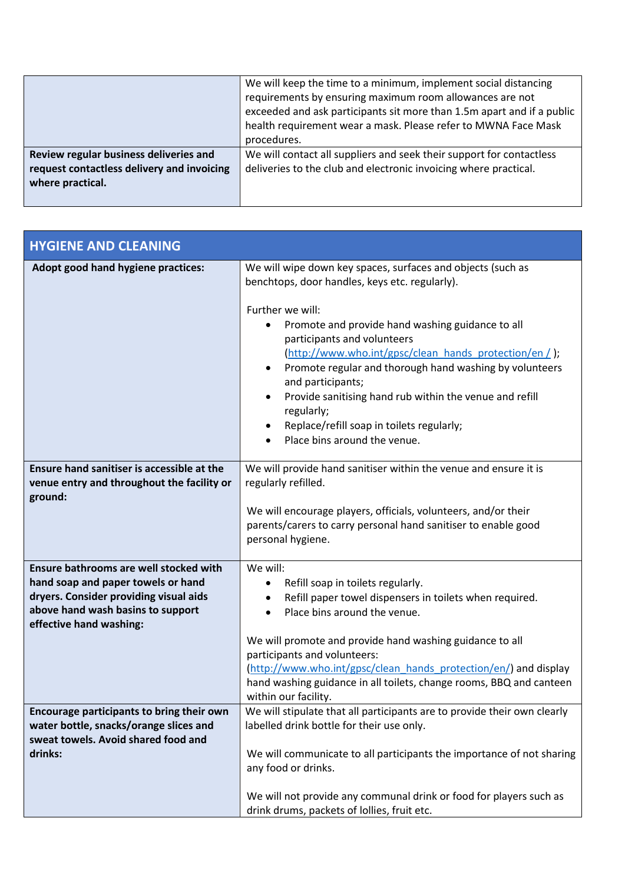| | |
|---|---|
| | We will keep the time to a minimum, implement social distancing requirements by ensuring maximum room allowances are not exceeded and ask participants sit more than 1.5m apart and if a public health requirement wear a mask. Please refer to MWNA Face Mask procedures. |
| **Review regular business deliveries and request contactless delivery and invoicing where practical.** | We will contact all suppliers and seek their support for contactless deliveries to the club and electronic invoicing where practical. |

| HYGIENE AND CLEANING | |
|---|---|
| **Adopt good hand hygiene practices:** | We will wipe down key spaces, surfaces and objects (such as benchtops, door handles, keys etc. regularly).<br><br>Further we will:<br>• Promote and provide hand washing guidance to all participants and volunteers (http://www.who.int/gpsc/clean_hands_protection/en / );<br>• Promote regular and thorough hand washing by volunteers and participants;<br>• Provide sanitising hand rub within the venue and refill regularly;<br>• Replace/refill soap in toilets regularly;<br>• Place bins around the venue. |
| **Ensure hand sanitiser is accessible at the venue entry and throughout the facility or ground:** | We will provide hand sanitiser within the venue and ensure it is regularly refilled.<br><br>We will encourage players, officials, volunteers, and/or their parents/carers to carry personal hand sanitiser to enable good personal hygiene. |
| **Ensure bathrooms are well stocked with hand soap and paper towels or hand dryers. Consider providing visual aids above hand wash basins to support effective hand washing:** | We will:<br>• Refill soap in toilets regularly.<br>• Refill paper towel dispensers in toilets when required.<br>• Place bins around the venue.<br><br>We will promote and provide hand washing guidance to all participants and volunteers: (http://www.who.int/gpsc/clean_hands_protection/en/) and display hand washing guidance in all toilets, change rooms, BBQ and canteen within our facility. |
| **Encourage participants to bring their own water bottle, snacks/orange slices and sweat towels. Avoid shared food and drinks:** | We will stipulate that all participants are to provide their own clearly labelled drink bottle for their use only.<br><br>We will communicate to all participants the importance of not sharing any food or drinks.<br><br>We will not provide any communal drink or food for players such as drink drums, packets of lollies, fruit etc. |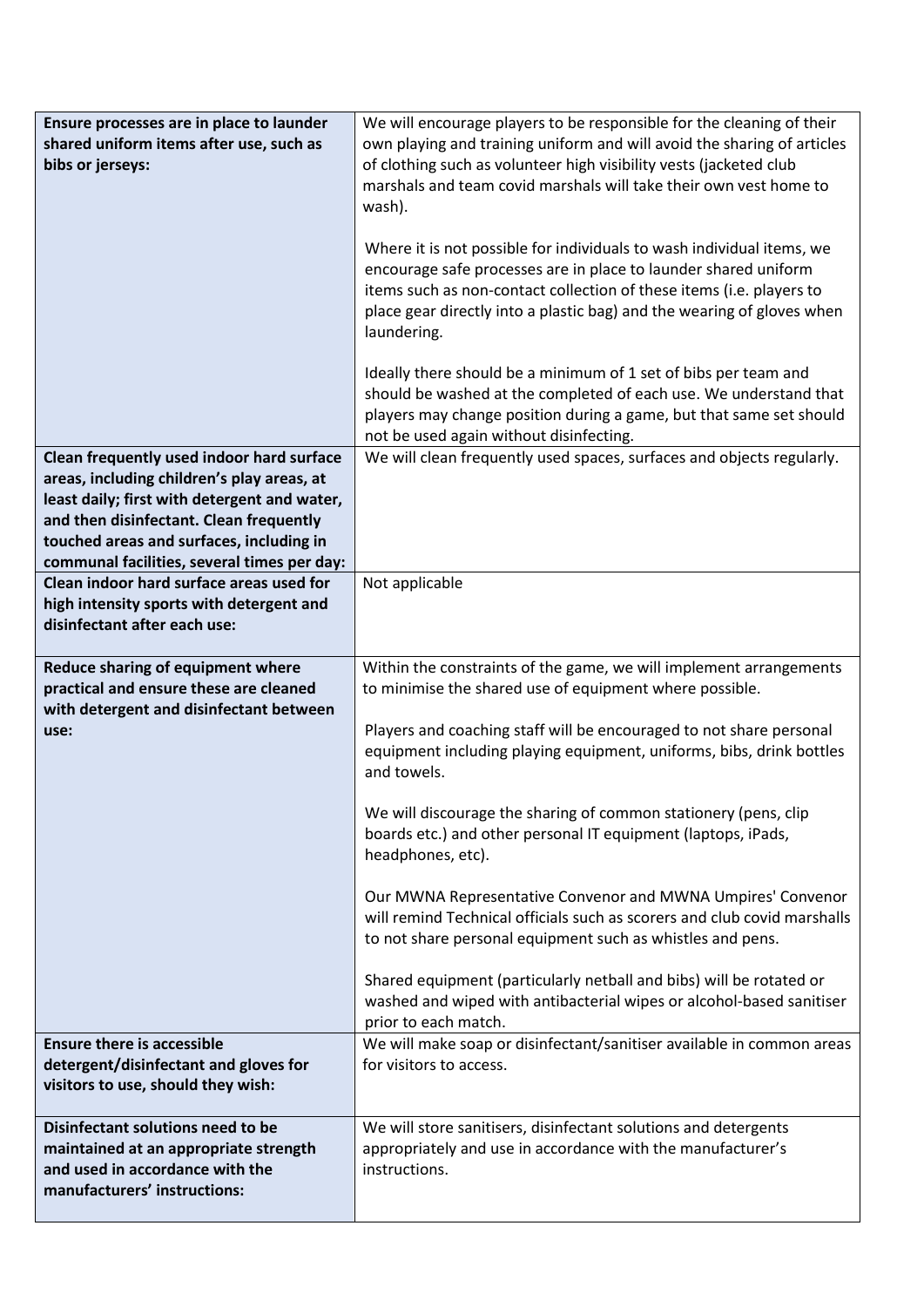| | |
|---|---|
| **Ensure processes are in place to launder shared uniform items after use, such as bibs or jerseys:** | We will encourage players to be responsible for the cleaning of their own playing and training uniform and will avoid the sharing of articles of clothing such as volunteer high visibility vests (jacketed club marshals and team covid marshals will take their own vest home to wash).<br><br>Where it is not possible for individuals to wash individual items, we encourage safe processes are in place to launder shared uniform items such as non-contact collection of these items (i.e. players to place gear directly into a plastic bag) and the wearing of gloves when laundering.<br><br>Ideally there should be a minimum of 1 set of bibs per team and should be washed at the completed of each use. We understand that players may change position during a game, but that same set should not be used again without disinfecting. |
| **Clean frequently used indoor hard surface areas, including children's play areas, at least daily; first with detergent and water, and then disinfectant. Clean frequently touched areas and surfaces, including in communal facilities, several times per day:** | We will clean frequently used spaces, surfaces and objects regularly. |
| **Clean indoor hard surface areas used for high intensity sports with detergent and disinfectant after each use:** | Not applicable |
| **Reduce sharing of equipment where practical and ensure these are cleaned with detergent and disinfectant between use:** | Within the constraints of the game, we will implement arrangements to minimise the shared use of equipment where possible.<br><br>Players and coaching staff will be encouraged to not share personal equipment including playing equipment, uniforms, bibs, drink bottles and towels.<br><br>We will discourage the sharing of common stationery (pens, clip boards etc.) and other personal IT equipment (laptops, iPads, headphones, etc).<br><br>Our MWNA Representative Convenor and MWNA Umpires' Convenor will remind Technical officials such as scorers and club covid marshalls to not share personal equipment such as whistles and pens.<br><br>Shared equipment (particularly netball and bibs) will be rotated or washed and wiped with antibacterial wipes or alcohol-based sanitiser prior to each match. |
| **Ensure there is accessible detergent/disinfectant and gloves for visitors to use, should they wish:** | We will make soap or disinfectant/sanitiser available in common areas for visitors to access. |
| **Disinfectant solutions need to be maintained at an appropriate strength and used in accordance with the manufacturers' instructions:** | We will store sanitisers, disinfectant solutions and detergents appropriately and use in accordance with the manufacturer's instructions. |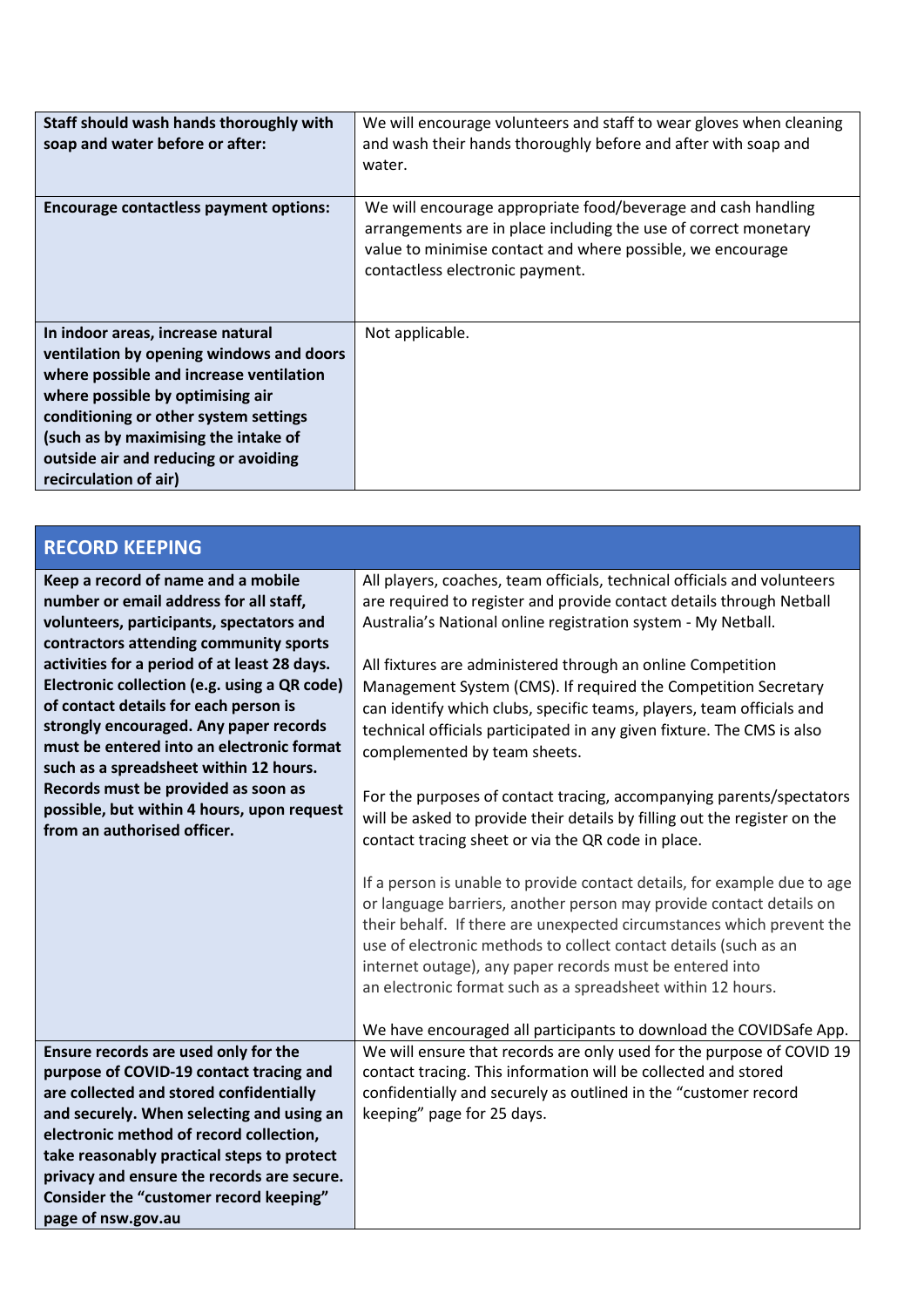| | |
|---|---|
| **Staff should wash hands thoroughly with soap and water before or after:** | We will encourage volunteers and staff to wear gloves when cleaning and wash their hands thoroughly before and after with soap and water. |
| **Encourage contactless payment options:** | We will encourage appropriate food/beverage and cash handling arrangements are in place including the use of correct monetary value to minimise contact and where possible, we encourage contactless electronic payment. |
| **In indoor areas, increase natural ventilation by opening windows and doors where possible and increase ventilation where possible by optimising air conditioning or other system settings (such as by maximising the intake of outside air and reducing or avoiding recirculation of air)** | Not applicable. |

| RECORD KEEPING | |
|---|---|
| **Keep a record of name and a mobile number or email address for all staff, volunteers, participants, spectators and contractors attending community sports activities for a period of at least 28 days. Electronic collection (e.g. using a QR code) of contact details for each person is strongly encouraged. Any paper records must be entered into an electronic format such as a spreadsheet within 12 hours. Records must be provided as soon as possible, but within 4 hours, upon request from an authorised officer.** | All players, coaches, team officials, technical officials and volunteers are required to register and provide contact details through Netball Australia's National online registration system - My Netball.<br><br>All fixtures are administered through an online Competition Management System (CMS). If required the Competition Secretary can identify which clubs, specific teams, players, team officials and technical officials participated in any given fixture. The CMS is also complemented by team sheets.<br><br>For the purposes of contact tracing, accompanying parents/spectators will be asked to provide their details by filling out the register on the contact tracing sheet or via the QR code in place.<br><br>If a person is unable to provide contact details, for example due to age or language barriers, another person may provide contact details on their behalf. If there are unexpected circumstances which prevent the use of electronic methods to collect contact details (such as an internet outage), any paper records must be entered into an electronic format such as a spreadsheet within 12 hours.<br><br>We have encouraged all participants to download the COVIDSafe App. |
| **Ensure records are used only for the purpose of COVID-19 contact tracing and are collected and stored confidentially and securely. When selecting and using an electronic method of record collection, take reasonably practical steps to protect privacy and ensure the records are secure. Consider the "customer record keeping" page of nsw.gov.au** | We will ensure that records are only used for the purpose of COVID 19 contact tracing. This information will be collected and stored confidentially and securely as outlined in the "customer record keeping" page for 25 days. |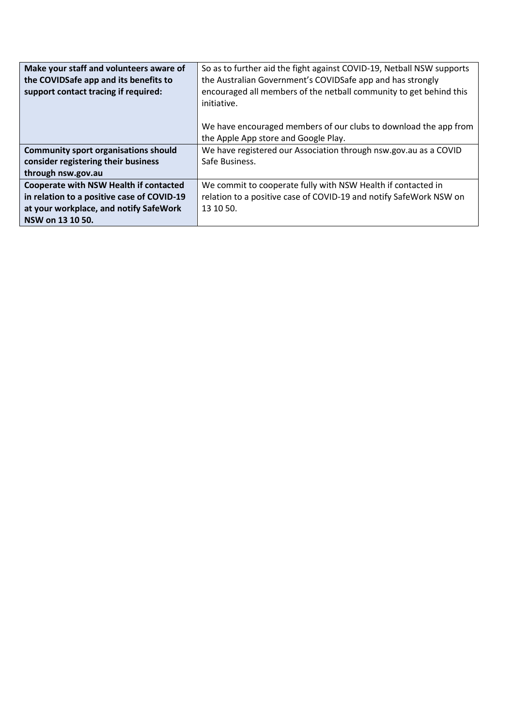| | |
|---|---|
| **Make your staff and volunteers aware of the COVIDSafe app and its benefits to support contact tracing if required:** | So as to further aid the fight against COVID-19, Netball NSW supports the Australian Government's COVIDSafe app and has strongly encouraged all members of the netball community to get behind this initiative.<br><br>We have encouraged members of our clubs to download the app from the Apple App store and Google Play. |
| **Community sport organisations should consider registering their business through nsw.gov.au** | We have registered our Association through nsw.gov.au as a COVID Safe Business. |
| **Cooperate with NSW Health if contacted in relation to a positive case of COVID-19 at your workplace, and notify SafeWork NSW on 13 10 50.** | We commit to cooperate fully with NSW Health if contacted in relation to a positive case of COVID-19 and notify SafeWork NSW on 13 10 50. |